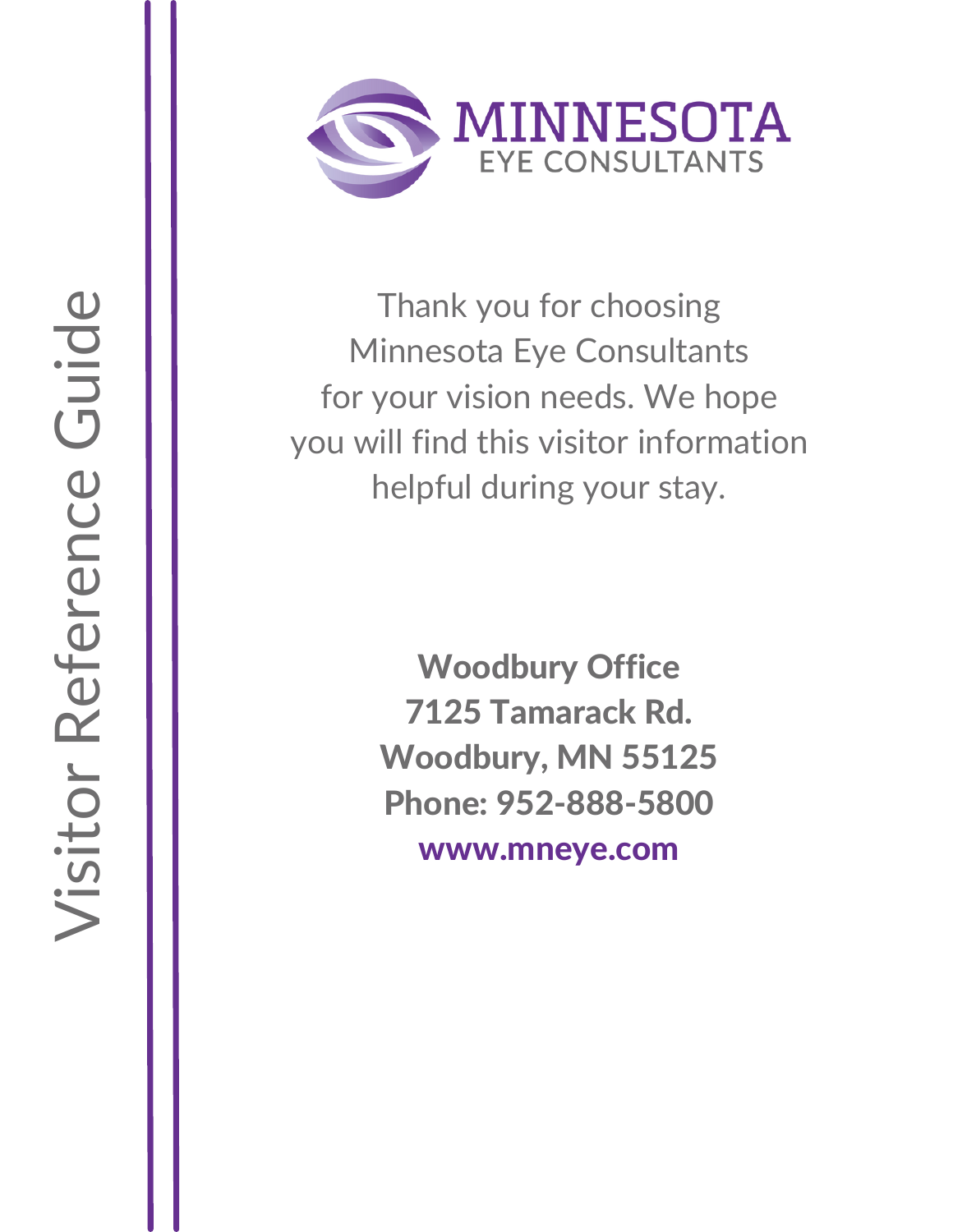# Visitor Reference Guide

**MINNESOTA**
**EYE CONSULTANTS**

Thank you for choosing Minnesota Eye Consultants for your vision needs. We hope you will find this visitor information helpful during your stay.

**Woodbury Office**
**7125 Tamarack Rd.**
**Woodbury, MN 55125**
**Phone: 952-888-5800**
**www.mneye.com**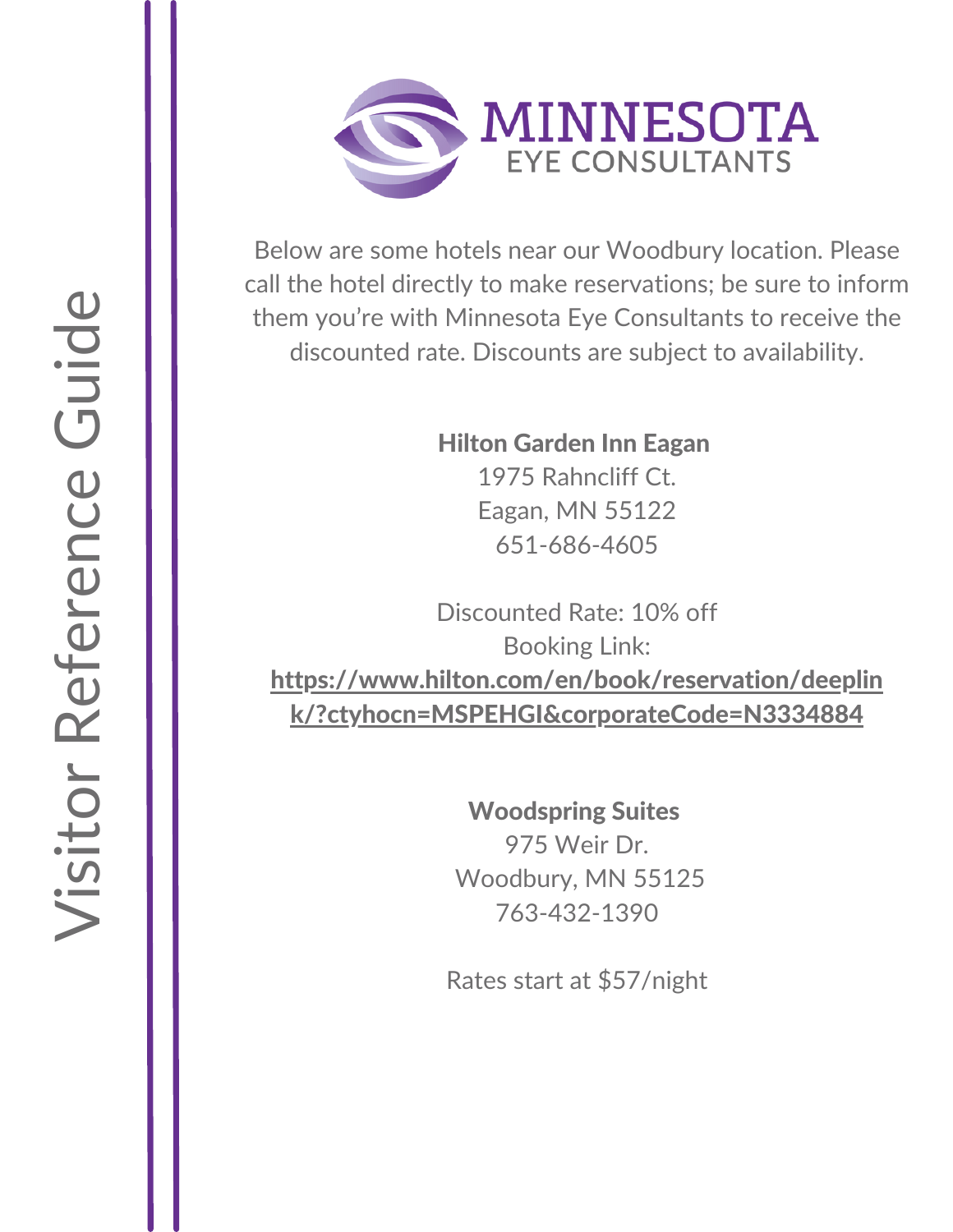Visitor Reference Guide

MINNESOTA EYE CONSULTANTS

Below are some hotels near our Woodbury location. Please call the hotel directly to make reservations; be sure to inform them you're with Minnesota Eye Consultants to receive the discounted rate. Discounts are subject to availability.

**Hilton Garden Inn Eagan**
1975 Rahncliff Ct.
Eagan, MN 55122
651-686-4605

Discounted Rate: 10% off
Booking Link:
**https://www.hilton.com/en/book/reservation/deeplink/?ctyhocn=MSPEHGI&corporateCode=N3334884**

**Woodspring Suites**
975 Weir Dr.
Woodbury, MN 55125
763-432-1390

Rates start at $57/night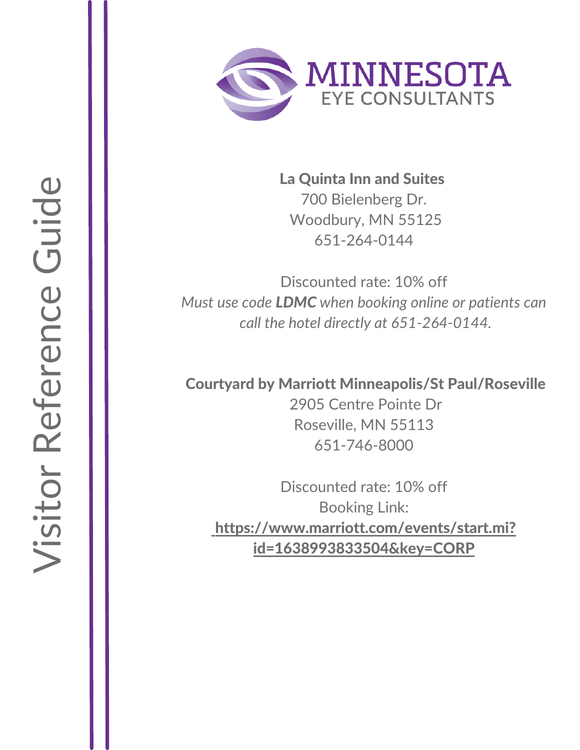# MINNESOTA EYE CONSULTANTS

Visitor Reference Guide

**La Quinta Inn and Suites**
700 Bielenberg Dr.
Woodbury, MN 55125
651-264-0144

Discounted rate: 10% off
*Must use code **LDMC** when booking online or patients can call the hotel directly at 651-264-0144.*

**Courtyard by Marriott Minneapolis/St Paul/Roseville**
2905 Centre Pointe Dr
Roseville, MN 55113
651-746-8000

Discounted rate: 10% off
Booking Link:
**https://www.marriott.com/events/start.mi?id=1638993833504&key=CORP**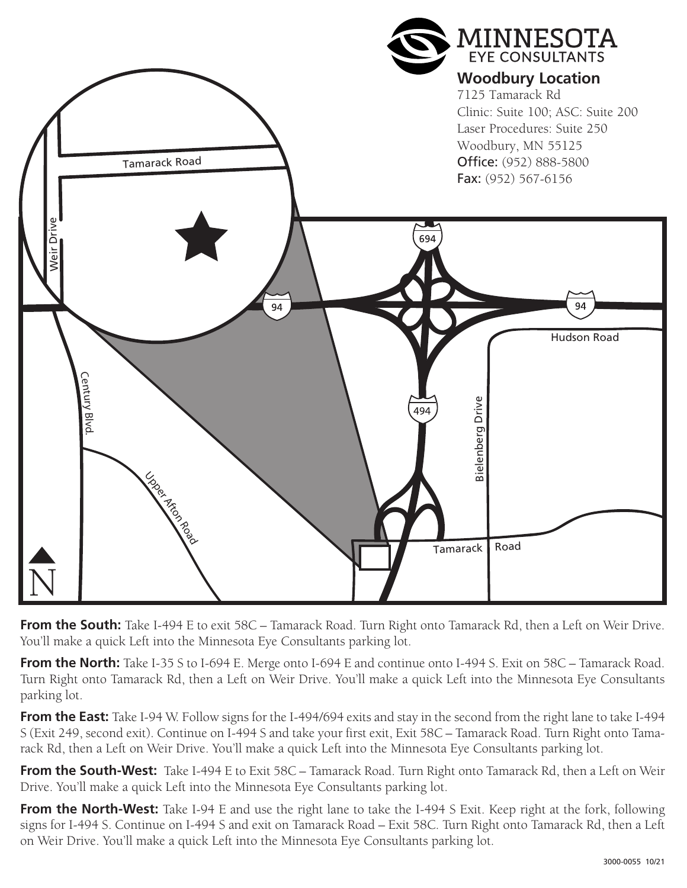MINNESOTA EYE CONSULTANTS

## Woodbury Location

7125 Tamarack Rd
Clinic: Suite 100; ASC: Suite 200
Laser Procedures: Suite 250
Woodbury, MN 55125
Office: (952) 888-5800
Fax: (952) 567-6156

Tamarack Road
Weir Drive
694
94
94
Hudson Road
Century Blvd.
494
Bielenberg Drive
Upper Afton Road
Tamarack Road
N

**From the South:** Take I-494 E to exit 58C – Tamarack Road. Turn Right onto Tamarack Rd, then a Left on Weir Drive. You'll make a quick Left into the Minnesota Eye Consultants parking lot.

**From the North:** Take I-35 S to I-694 E. Merge onto I-694 E and continue onto I-494 S. Exit on 58C – Tamarack Road. Turn Right onto Tamarack Rd, then a Left on Weir Drive. You'll make a quick Left into the Minnesota Eye Consultants parking lot.

**From the East:** Take I-94 W. Follow signs for the I-494/694 exits and stay in the second from the right lane to take I-494 S (Exit 249, second exit). Continue on I-494 S and take your first exit, Exit 58C – Tamarack Road. Turn Right onto Tamarack Rd, then a Left on Weir Drive. You'll make a quick Left into the Minnesota Eye Consultants parking lot.

**From the South-West:** Take I-494 E to Exit 58C – Tamarack Road. Turn Right onto Tamarack Rd, then a Left on Weir Drive. You'll make a quick Left into the Minnesota Eye Consultants parking lot.

**From the North-West:** Take I-94 E and use the right lane to take the I-494 S Exit. Keep right at the fork, following signs for I-494 S. Continue on I-494 S and exit on Tamarack Road – Exit 58C. Turn Right onto Tamarack Rd, then a Left on Weir Drive. You'll make a quick Left into the Minnesota Eye Consultants parking lot.

3000-0055 10/21